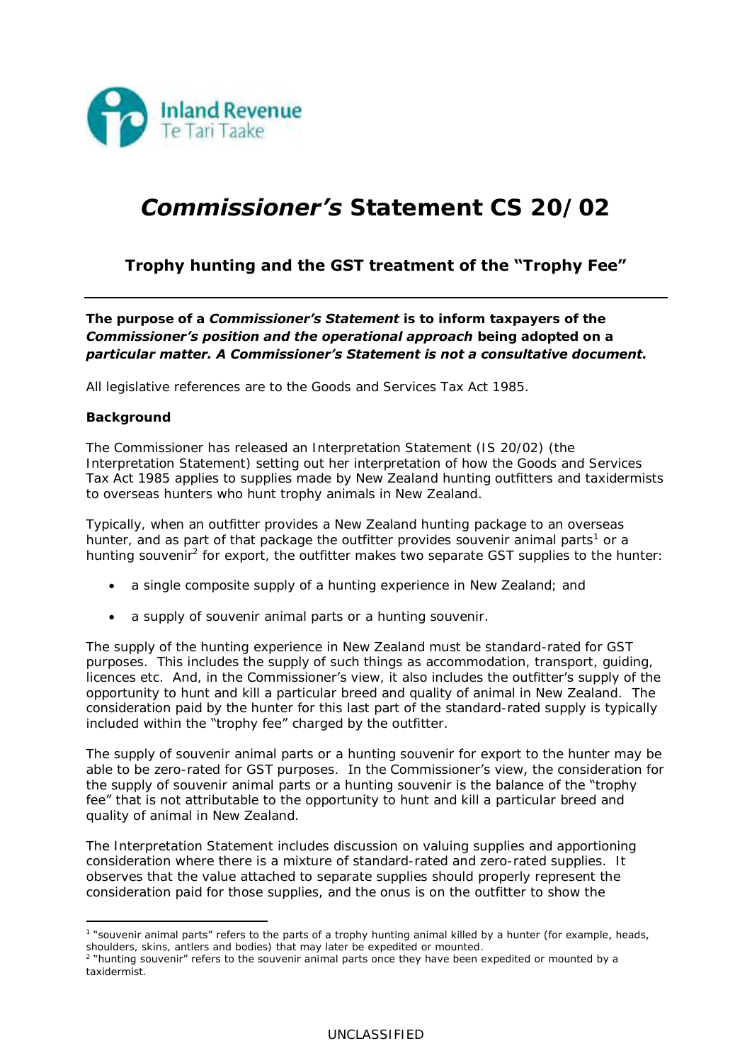# *Commissioner's* Statement CS 20/02

## Trophy hunting and the GST treatment of the "Trophy Fee"

**The purpose of a *Commissioner's Statement* is to inform taxpayers of the *Commissioner's position and the operational approach* being adopted on a *particular matter. A Commissioner's Statement is not a consultative document.***

All legislative references are to the Goods and Services Tax Act 1985.

### Background

The Commissioner has released an Interpretation Statement (IS 20/02) (the Interpretation Statement) setting out her interpretation of how the Goods and Services Tax Act 1985 applies to supplies made by New Zealand hunting outfitters and taxidermists to overseas hunters who hunt trophy animals in New Zealand.

Typically, when an outfitter provides a New Zealand hunting package to an overseas hunter, and as part of that package the outfitter provides souvenir animal parts[1] or a hunting souvenir[2] for export, the outfitter makes two separate GST supplies to the hunter:

- a single composite supply of a hunting experience in New Zealand; and
- a supply of souvenir animal parts or a hunting souvenir.

The supply of the hunting experience in New Zealand must be standard-rated for GST purposes. This includes the supply of such things as accommodation, transport, guiding, licences etc. And, in the Commissioner's view, it also includes the outfitter's supply of the opportunity to hunt and kill a particular breed and quality of animal in New Zealand. The consideration paid by the hunter for this last part of the standard-rated supply is typically included within the "trophy fee" charged by the outfitter.

The supply of souvenir animal parts or a hunting souvenir for export to the hunter may be able to be zero-rated for GST purposes. In the Commissioner's view, the consideration for the supply of souvenir animal parts or a hunting souvenir is the balance of the "trophy fee" that is not attributable to the opportunity to hunt and kill a particular breed and quality of animal in New Zealand.

The Interpretation Statement includes discussion on valuing supplies and apportioning consideration where there is a mixture of standard-rated and zero-rated supplies. It observes that the value attached to separate supplies should properly represent the consideration paid for those supplies, and the onus is on the outfitter to show the

---

[1] "souvenir animal parts" refers to the parts of a trophy hunting animal killed by a hunter (for example, heads, shoulders, skins, antlers and bodies) that may later be expedited or mounted.

[2] "hunting souvenir" refers to the souvenir animal parts once they have been expedited or mounted by a taxidermist.

UNCLASSIFIED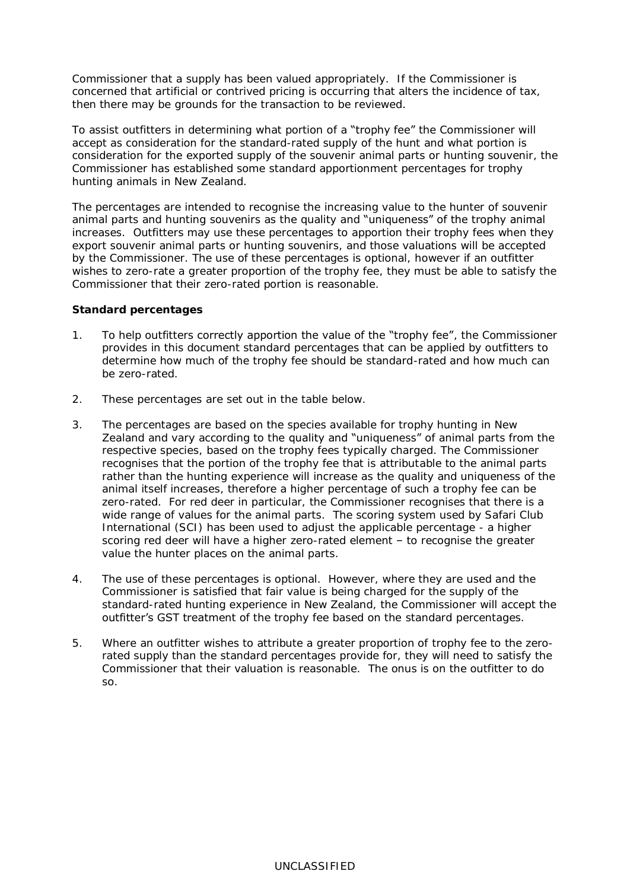Commissioner that a supply has been valued appropriately. If the Commissioner is concerned that artificial or contrived pricing is occurring that alters the incidence of tax, then there may be grounds for the transaction to be reviewed.

To assist outfitters in determining what portion of a "trophy fee" the Commissioner will accept as consideration for the standard-rated supply of the hunt and what portion is consideration for the exported supply of the souvenir animal parts or hunting souvenir, the Commissioner has established some standard apportionment percentages for trophy hunting animals in New Zealand.

The percentages are intended to recognise the increasing value to the hunter of souvenir animal parts and hunting souvenirs as the quality and "uniqueness" of the trophy animal increases. Outfitters may use these percentages to apportion their trophy fees when they export souvenir animal parts or hunting souvenirs, and those valuations will be accepted by the Commissioner. The use of these percentages is optional, however if an outfitter wishes to zero-rate a greater proportion of the trophy fee, they must be able to satisfy the Commissioner that their zero-rated portion is reasonable.

**Standard percentages**

1. To help outfitters correctly apportion the value of the "trophy fee", the Commissioner provides in this document standard percentages that can be applied by outfitters to determine how much of the trophy fee should be standard-rated and how much can be zero-rated.

2. These percentages are set out in the table below.

3. The percentages are based on the species available for trophy hunting in New Zealand and vary according to the quality and "uniqueness" of animal parts from the respective species, based on the trophy fees typically charged. The Commissioner recognises that the portion of the trophy fee that is attributable to the animal parts rather than the hunting experience will increase as the quality and uniqueness of the animal itself increases, therefore a higher percentage of such a trophy fee can be zero-rated. For red deer in particular, the Commissioner recognises that there is a wide range of values for the animal parts. The scoring system used by Safari Club International (SCI) has been used to adjust the applicable percentage - a higher scoring red deer will have a higher zero-rated element – to recognise the greater value the hunter places on the animal parts.

4. The use of these percentages is optional. However, where they are used and the Commissioner is satisfied that fair value is being charged for the supply of the standard-rated hunting experience in New Zealand, the Commissioner will accept the outfitter's GST treatment of the trophy fee based on the standard percentages.

5. Where an outfitter wishes to attribute a greater proportion of trophy fee to the zero-rated supply than the standard percentages provide for, they will need to satisfy the Commissioner that their valuation is reasonable. The onus is on the outfitter to do so.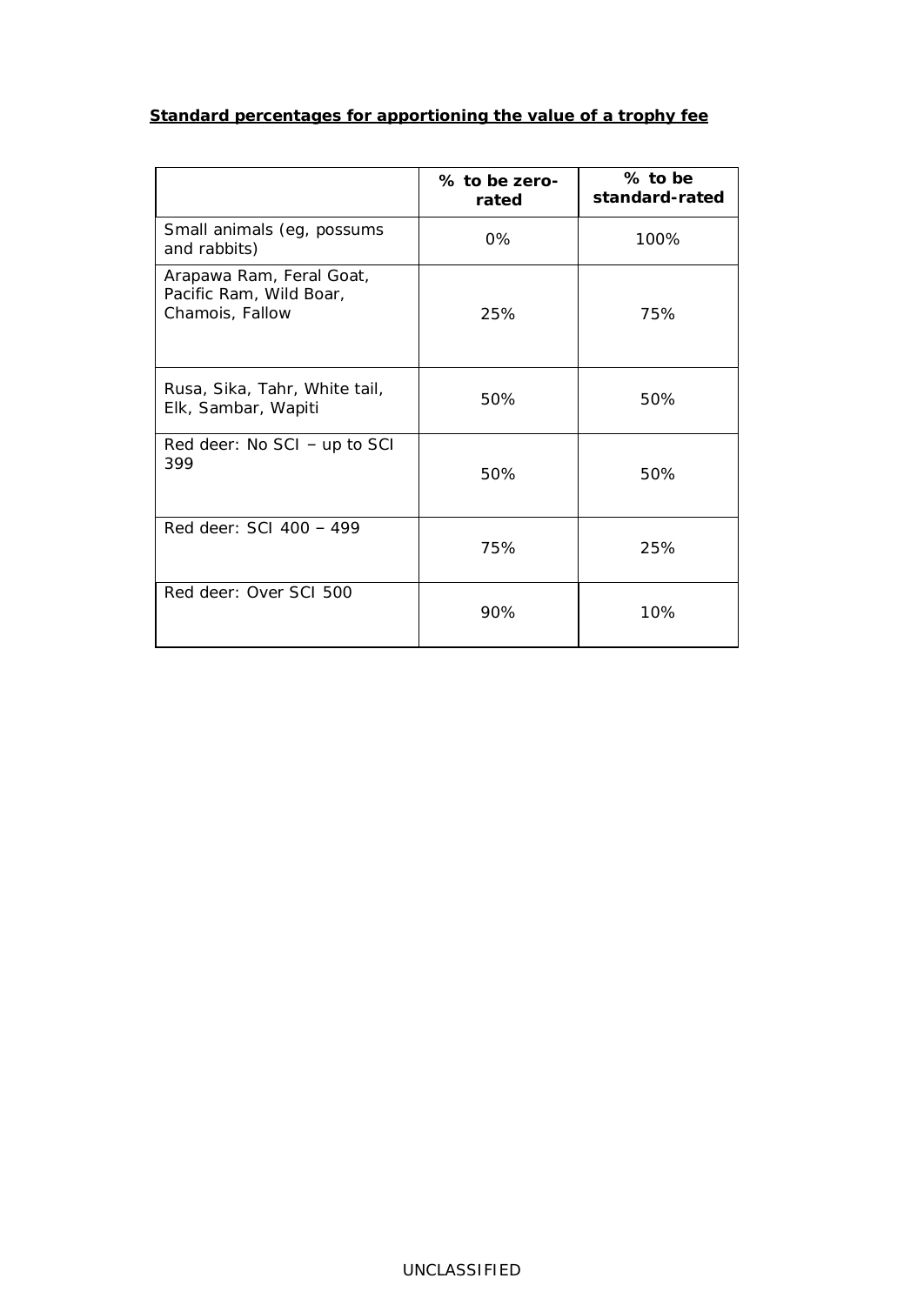**Standard percentages for apportioning the value of a trophy fee**

| | % to be zero-rated | % to be standard-rated |
|---|---|---|
| Small animals (eg, possums and rabbits) | 0% | 100% |
| Arapawa Ram, Feral Goat, Pacific Ram, Wild Boar, Chamois, Fallow | 25% | 75% |
| Rusa, Sika, Tahr, White tail, Elk, Sambar, Wapiti | 50% | 50% |
| Red deer: No SCI – up to SCI 399 | 50% | 50% |
| Red deer: SCI 400 – 499 | 75% | 25% |
| Red deer: Over SCI 500 | 90% | 10% |

UNCLASSIFIED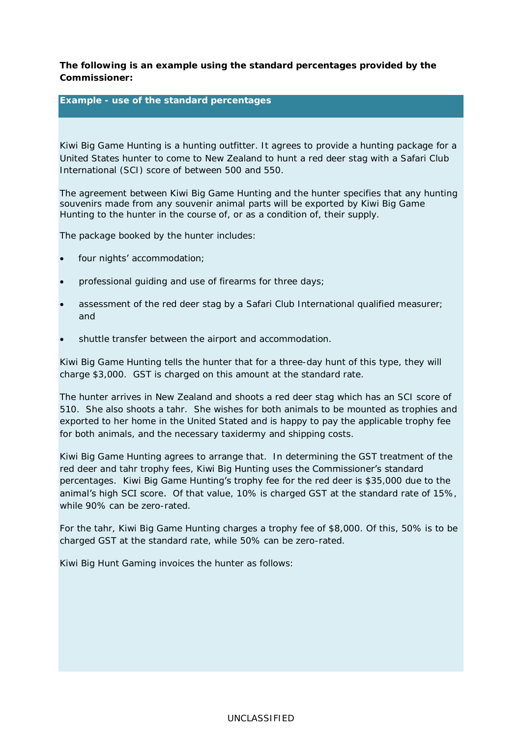**The following is an example using the standard percentages provided by the Commissioner:**

**Example - use of the standard percentages**

Kiwi Big Game Hunting is a hunting outfitter. It agrees to provide a hunting package for a United States hunter to come to New Zealand to hunt a red deer stag with a Safari Club International (SCI) score of between 500 and 550.

The agreement between Kiwi Big Game Hunting and the hunter specifies that any hunting souvenirs made from any souvenir animal parts will be exported by Kiwi Big Game Hunting to the hunter in the course of, or as a condition of, their supply.

The package booked by the hunter includes:

- four nights' accommodation;
- professional guiding and use of firearms for three days;
- assessment of the red deer stag by a Safari Club International qualified measurer; and
- shuttle transfer between the airport and accommodation.

Kiwi Big Game Hunting tells the hunter that for a three-day hunt of this type, they will charge $3,000. GST is charged on this amount at the standard rate.

The hunter arrives in New Zealand and shoots a red deer stag which has an SCI score of 510. She also shoots a tahr. She wishes for both animals to be mounted as trophies and exported to her home in the United Stated and is happy to pay the applicable trophy fee for both animals, and the necessary taxidermy and shipping costs.

Kiwi Big Game Hunting agrees to arrange that. In determining the GST treatment of the red deer and tahr trophy fees, Kiwi Big Hunting uses the Commissioner's standard percentages. Kiwi Big Game Hunting's trophy fee for the red deer is $35,000 due to the animal's high SCI score. Of that value, 10% is charged GST at the standard rate of 15%, while 90% can be zero-rated.

For the tahr, Kiwi Big Game Hunting charges a trophy fee of $8,000. Of this, 50% is to be charged GST at the standard rate, while 50% can be zero-rated.

Kiwi Big Hunt Gaming invoices the hunter as follows: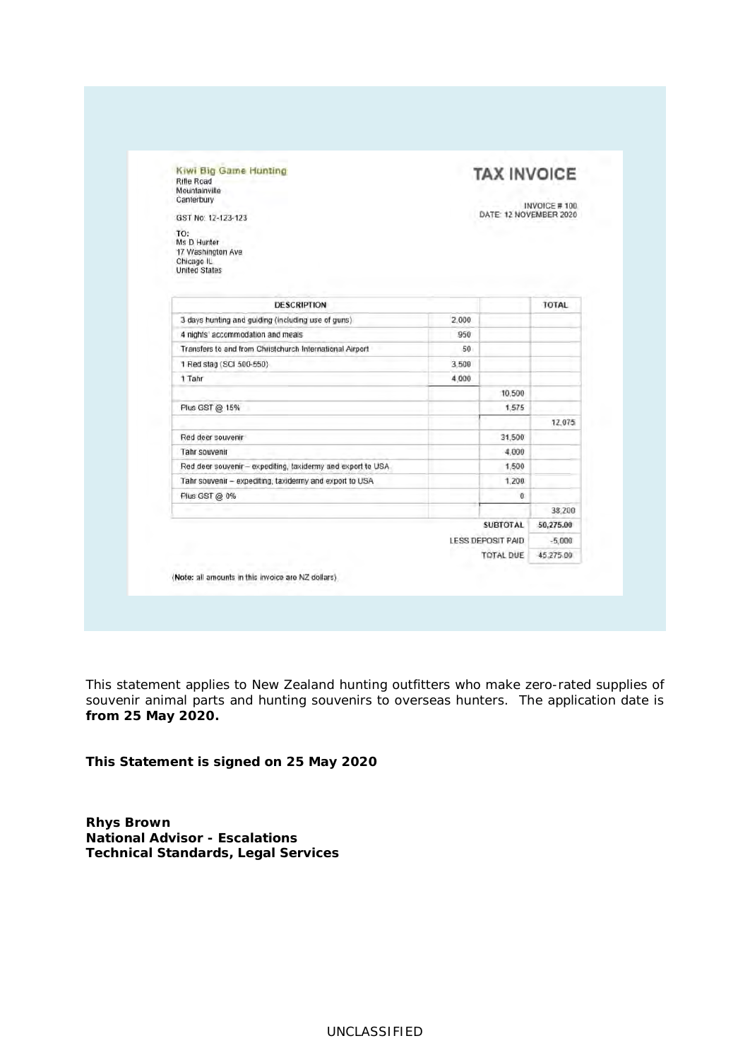Kiwi Big Game Hunting
Rifle Road
Mountainville
Canterbury

GST No: 12-123-123

TO:
Ms D Hunter
17 Washington Ave
Chicago IL
United States

## TAX INVOICE

INVOICE # 100
DATE: 12 NOVEMBER 2020

| DESCRIPTION | | | TOTAL |
|---|---|---|---|
| 3 days hunting and guiding (including use of guns) | 2,000 | | |
| 4 nights' accommodation and meals | 950 | | |
| Transfers to and from Christchurch International Airport | 50 | | |
| 1 Red stag (SCI 500-550) | 3,500 | | |
| 1 Tahr | 4,000 | | |
| | | 10,500 | |
| Plus GST @ 15% | | 1,575 | |
| | | | 12,075 |
| Red deer souvenir | | 31,500 | |
| Tahr souvenir | | 4,000 | |
| Red deer souvenir – expediting, taxidermy and export to USA | | 1,500 | |
| Tahr souvenir – expediting, taxidermy and export to USA | | 1,200 | |
| Plus GST @ 0% | | 0 | |
| | | | 38,200 |
| | | SUBTOTAL | 50,275.00 |
| | | LESS DEPOSIT PAID | -5,000 |
| | | TOTAL DUE | 45,275.00 |

(**Note:** all amounts in this invoice are NZ dollars)

This statement applies to New Zealand hunting outfitters who make zero-rated supplies of souvenir animal parts and hunting souvenirs to overseas hunters. The application date is **from 25 May 2020.**

**This Statement is signed on 25 May 2020**

**Rhys Brown**
**National Advisor - Escalations**
**Technical Standards, Legal Services**